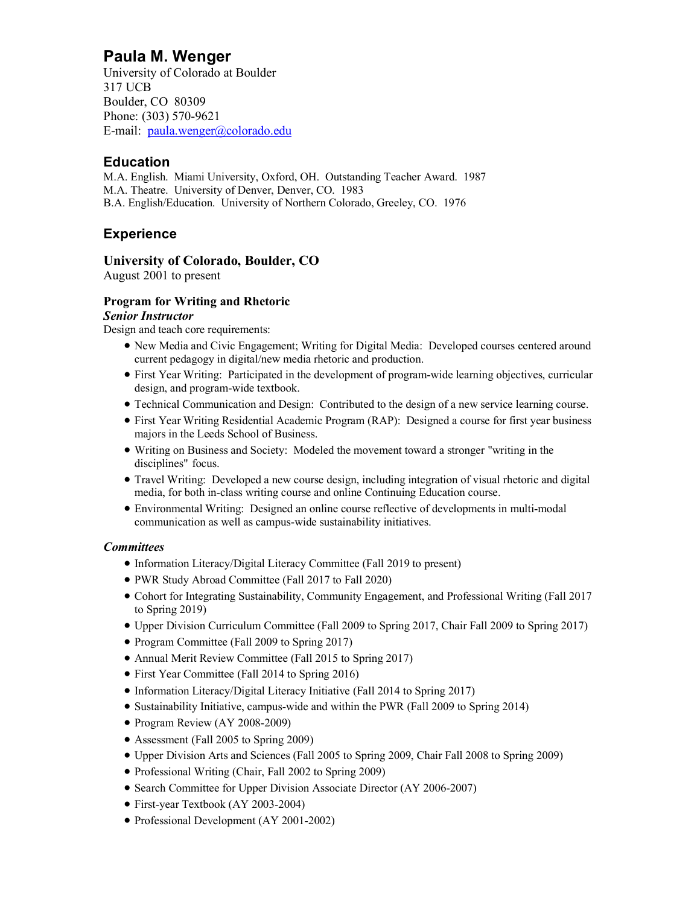# Paula M. Wenger

University of Colorado at Boulder
317 UCB
Boulder, CO 80309
Phone: (303) 570-9621
E-mail: [paula.wenger@colorado.edu](mailto:paula.wenger@colorado.edu)

## Education

M.A. English. Miami University, Oxford, OH. Outstanding Teacher Award. 1987
M.A. Theatre. University of Denver, Denver, CO. 1983
B.A. English/Education. University of Northern Colorado, Greeley, CO. 1976

## Experience

### University of Colorado, Boulder, CO

August 2001 to present

#### Program for Writing and Rhetoric

***Senior Instructor***

Design and teach core requirements:

- New Media and Civic Engagement; Writing for Digital Media: Developed courses centered around current pedagogy in digital/new media rhetoric and production.
- First Year Writing: Participated in the development of program-wide learning objectives, curricular design, and program-wide textbook.
- Technical Communication and Design: Contributed to the design of a new service learning course.
- First Year Writing Residential Academic Program (RAP): Designed a course for first year business majors in the Leeds School of Business.
- Writing on Business and Society: Modeled the movement toward a stronger "writing in the disciplines" focus.
- Travel Writing: Developed a new course design, including integration of visual rhetoric and digital media, for both in-class writing course and online Continuing Education course.
- Environmental Writing: Designed an online course reflective of developments in multi-modal communication as well as campus-wide sustainability initiatives.

***Committees***

- Information Literacy/Digital Literacy Committee (Fall 2019 to present)
- PWR Study Abroad Committee (Fall 2017 to Fall 2020)
- Cohort for Integrating Sustainability, Community Engagement, and Professional Writing (Fall 2017 to Spring 2019)
- Upper Division Curriculum Committee (Fall 2009 to Spring 2017, Chair Fall 2009 to Spring 2017)
- Program Committee (Fall 2009 to Spring 2017)
- Annual Merit Review Committee (Fall 2015 to Spring 2017)
- First Year Committee (Fall 2014 to Spring 2016)
- Information Literacy/Digital Literacy Initiative (Fall 2014 to Spring 2017)
- Sustainability Initiative, campus-wide and within the PWR (Fall 2009 to Spring 2014)
- Program Review (AY 2008-2009)
- Assessment (Fall 2005 to Spring 2009)
- Upper Division Arts and Sciences (Fall 2005 to Spring 2009, Chair Fall 2008 to Spring 2009)
- Professional Writing (Chair, Fall 2002 to Spring 2009)
- Search Committee for Upper Division Associate Director (AY 2006-2007)
- First-year Textbook (AY 2003-2004)
- Professional Development (AY 2001-2002)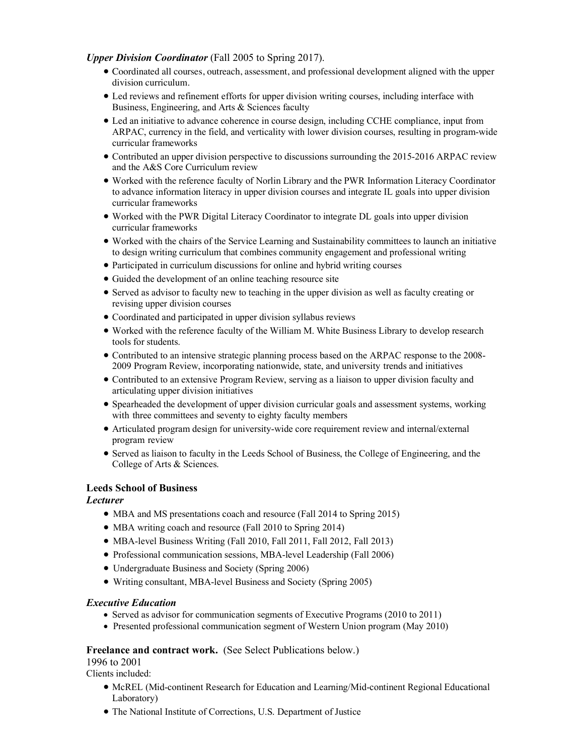***Upper Division Coordinator*** (Fall 2005 to Spring 2017).

- Coordinated all courses, outreach, assessment, and professional development aligned with the upper division curriculum.
- Led reviews and refinement efforts for upper division writing courses, including interface with Business, Engineering, and Arts & Sciences faculty
- Led an initiative to advance coherence in course design, including CCHE compliance, input from ARPAC, currency in the field, and verticality with lower division courses, resulting in program-wide curricular frameworks
- Contributed an upper division perspective to discussions surrounding the 2015-2016 ARPAC review and the A&S Core Curriculum review
- Worked with the reference faculty of Norlin Library and the PWR Information Literacy Coordinator to advance information literacy in upper division courses and integrate IL goals into upper division curricular frameworks
- Worked with the PWR Digital Literacy Coordinator to integrate DL goals into upper division curricular frameworks
- Worked with the chairs of the Service Learning and Sustainability committees to launch an initiative to design writing curriculum that combines community engagement and professional writing
- Participated in curriculum discussions for online and hybrid writing courses
- Guided the development of an online teaching resource site
- Served as advisor to faculty new to teaching in the upper division as well as faculty creating or revising upper division courses
- Coordinated and participated in upper division syllabus reviews
- Worked with the reference faculty of the William M. White Business Library to develop research tools for students.
- Contributed to an intensive strategic planning process based on the ARPAC response to the 2008-2009 Program Review, incorporating nationwide, state, and university trends and initiatives
- Contributed to an extensive Program Review, serving as a liaison to upper division faculty and articulating upper division initiatives
- Spearheaded the development of upper division curricular goals and assessment systems, working with three committees and seventy to eighty faculty members
- Articulated program design for university-wide core requirement review and internal/external program review
- Served as liaison to faculty in the Leeds School of Business, the College of Engineering, and the College of Arts & Sciences.

**Leeds School of Business**

***Lecturer***

- MBA and MS presentations coach and resource (Fall 2014 to Spring 2015)
- MBA writing coach and resource (Fall 2010 to Spring 2014)
- MBA-level Business Writing (Fall 2010, Fall 2011, Fall 2012, Fall 2013)
- Professional communication sessions, MBA-level Leadership (Fall 2006)
- Undergraduate Business and Society (Spring 2006)
- Writing consultant, MBA-level Business and Society (Spring 2005)

***Executive Education***

- Served as advisor for communication segments of Executive Programs (2010 to 2011)
- Presented professional communication segment of Western Union program (May 2010)

**Freelance and contract work.** (See Select Publications below.)

1996 to 2001

Clients included:

- McREL (Mid-continent Research for Education and Learning/Mid-continent Regional Educational Laboratory)
- The National Institute of Corrections, U.S. Department of Justice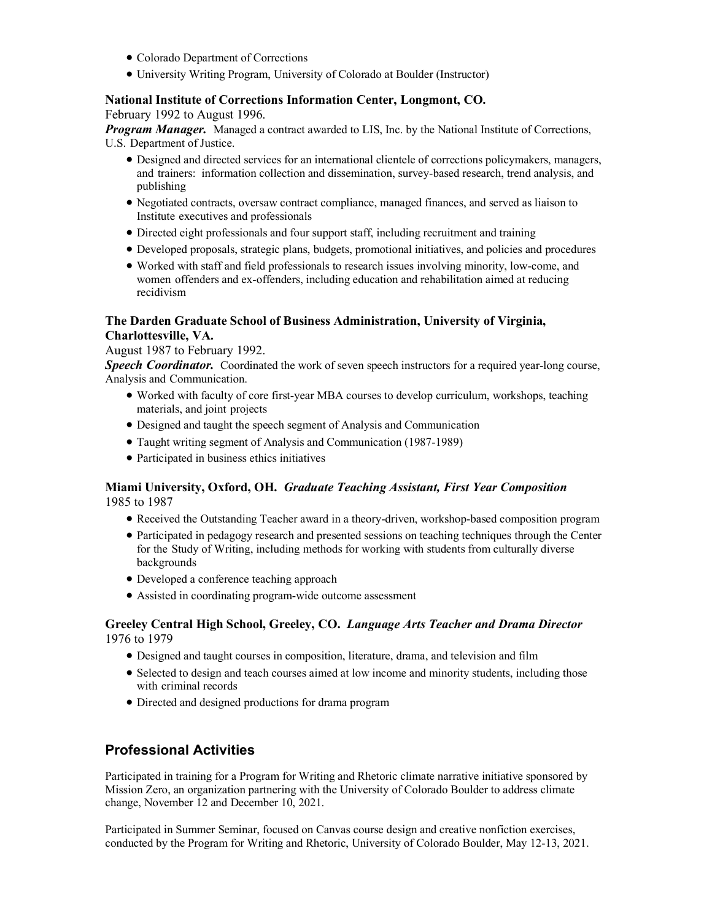- Colorado Department of Corrections
- University Writing Program, University of Colorado at Boulder (Instructor)

**National Institute of Corrections Information Center, Longmont, CO.**
February 1992 to August 1996.
***Program Manager.*** Managed a contract awarded to LIS, Inc. by the National Institute of Corrections, U.S. Department of Justice.

- Designed and directed services for an international clientele of corrections policymakers, managers, and trainers: information collection and dissemination, survey-based research, trend analysis, and publishing
- Negotiated contracts, oversaw contract compliance, managed finances, and served as liaison to Institute executives and professionals
- Directed eight professionals and four support staff, including recruitment and training
- Developed proposals, strategic plans, budgets, promotional initiatives, and policies and procedures
- Worked with staff and field professionals to research issues involving minority, low-come, and women offenders and ex-offenders, including education and rehabilitation aimed at reducing recidivism

**The Darden Graduate School of Business Administration, University of Virginia, Charlottesville, VA.**
August 1987 to February 1992.
***Speech Coordinator.*** Coordinated the work of seven speech instructors for a required year-long course, Analysis and Communication.

- Worked with faculty of core first-year MBA courses to develop curriculum, workshops, teaching materials, and joint projects
- Designed and taught the speech segment of Analysis and Communication
- Taught writing segment of Analysis and Communication (1987-1989)
- Participated in business ethics initiatives

**Miami University, Oxford, OH.** ***Graduate Teaching Assistant, First Year Composition***
1985 to 1987

- Received the Outstanding Teacher award in a theory-driven, workshop-based composition program
- Participated in pedagogy research and presented sessions on teaching techniques through the Center for the Study of Writing, including methods for working with students from culturally diverse backgrounds
- Developed a conference teaching approach
- Assisted in coordinating program-wide outcome assessment

**Greeley Central High School, Greeley, CO.** ***Language Arts Teacher and Drama Director***
1976 to 1979

- Designed and taught courses in composition, literature, drama, and television and film
- Selected to design and teach courses aimed at low income and minority students, including those with criminal records
- Directed and designed productions for drama program

## Professional Activities

Participated in training for a Program for Writing and Rhetoric climate narrative initiative sponsored by Mission Zero, an organization partnering with the University of Colorado Boulder to address climate change, November 12 and December 10, 2021.

Participated in Summer Seminar, focused on Canvas course design and creative nonfiction exercises, conducted by the Program for Writing and Rhetoric, University of Colorado Boulder, May 12-13, 2021.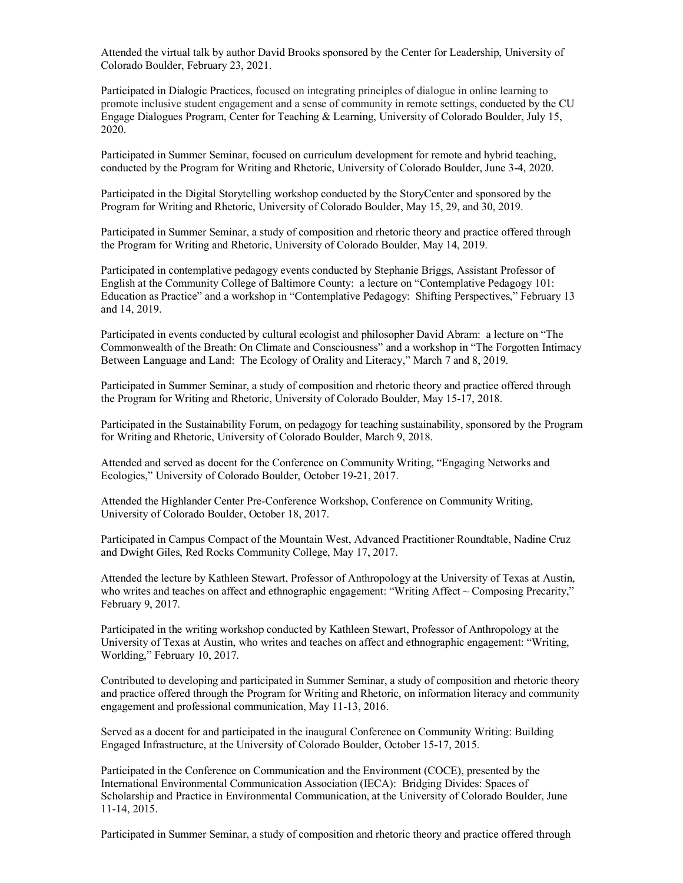Attended the virtual talk by author David Brooks sponsored by the Center for Leadership, University of Colorado Boulder, February 23, 2021.

Participated in Dialogic Practices, focused on integrating principles of dialogue in online learning to promote inclusive student engagement and a sense of community in remote settings, conducted by the CU Engage Dialogues Program, Center for Teaching & Learning, University of Colorado Boulder, July 15, 2020.

Participated in Summer Seminar, focused on curriculum development for remote and hybrid teaching, conducted by the Program for Writing and Rhetoric, University of Colorado Boulder, June 3-4, 2020.

Participated in the Digital Storytelling workshop conducted by the StoryCenter and sponsored by the Program for Writing and Rhetoric, University of Colorado Boulder, May 15, 29, and 30, 2019.

Participated in Summer Seminar, a study of composition and rhetoric theory and practice offered through the Program for Writing and Rhetoric, University of Colorado Boulder, May 14, 2019.

Participated in contemplative pedagogy events conducted by Stephanie Briggs, Assistant Professor of English at the Community College of Baltimore County: a lecture on "Contemplative Pedagogy 101: Education as Practice" and a workshop in "Contemplative Pedagogy: Shifting Perspectives," February 13 and 14, 2019.

Participated in events conducted by cultural ecologist and philosopher David Abram: a lecture on "The Commonwealth of the Breath: On Climate and Consciousness" and a workshop in "The Forgotten Intimacy Between Language and Land: The Ecology of Orality and Literacy," March 7 and 8, 2019.

Participated in Summer Seminar, a study of composition and rhetoric theory and practice offered through the Program for Writing and Rhetoric, University of Colorado Boulder, May 15-17, 2018.

Participated in the Sustainability Forum, on pedagogy for teaching sustainability, sponsored by the Program for Writing and Rhetoric, University of Colorado Boulder, March 9, 2018.

Attended and served as docent for the Conference on Community Writing, "Engaging Networks and Ecologies," University of Colorado Boulder, October 19-21, 2017.

Attended the Highlander Center Pre-Conference Workshop, Conference on Community Writing, University of Colorado Boulder, October 18, 2017.

Participated in Campus Compact of the Mountain West, Advanced Practitioner Roundtable, Nadine Cruz and Dwight Giles, Red Rocks Community College, May 17, 2017.

Attended the lecture by Kathleen Stewart, Professor of Anthropology at the University of Texas at Austin, who writes and teaches on affect and ethnographic engagement: "Writing Affect ~ Composing Precarity," February 9, 2017.

Participated in the writing workshop conducted by Kathleen Stewart, Professor of Anthropology at the University of Texas at Austin, who writes and teaches on affect and ethnographic engagement: "Writing, Worlding," February 10, 2017.

Contributed to developing and participated in Summer Seminar, a study of composition and rhetoric theory and practice offered through the Program for Writing and Rhetoric, on information literacy and community engagement and professional communication, May 11-13, 2016.

Served as a docent for and participated in the inaugural Conference on Community Writing: Building Engaged Infrastructure, at the University of Colorado Boulder, October 15-17, 2015.

Participated in the Conference on Communication and the Environment (COCE), presented by the International Environmental Communication Association (IECA): Bridging Divides: Spaces of Scholarship and Practice in Environmental Communication, at the University of Colorado Boulder, June 11-14, 2015.

Participated in Summer Seminar, a study of composition and rhetoric theory and practice offered through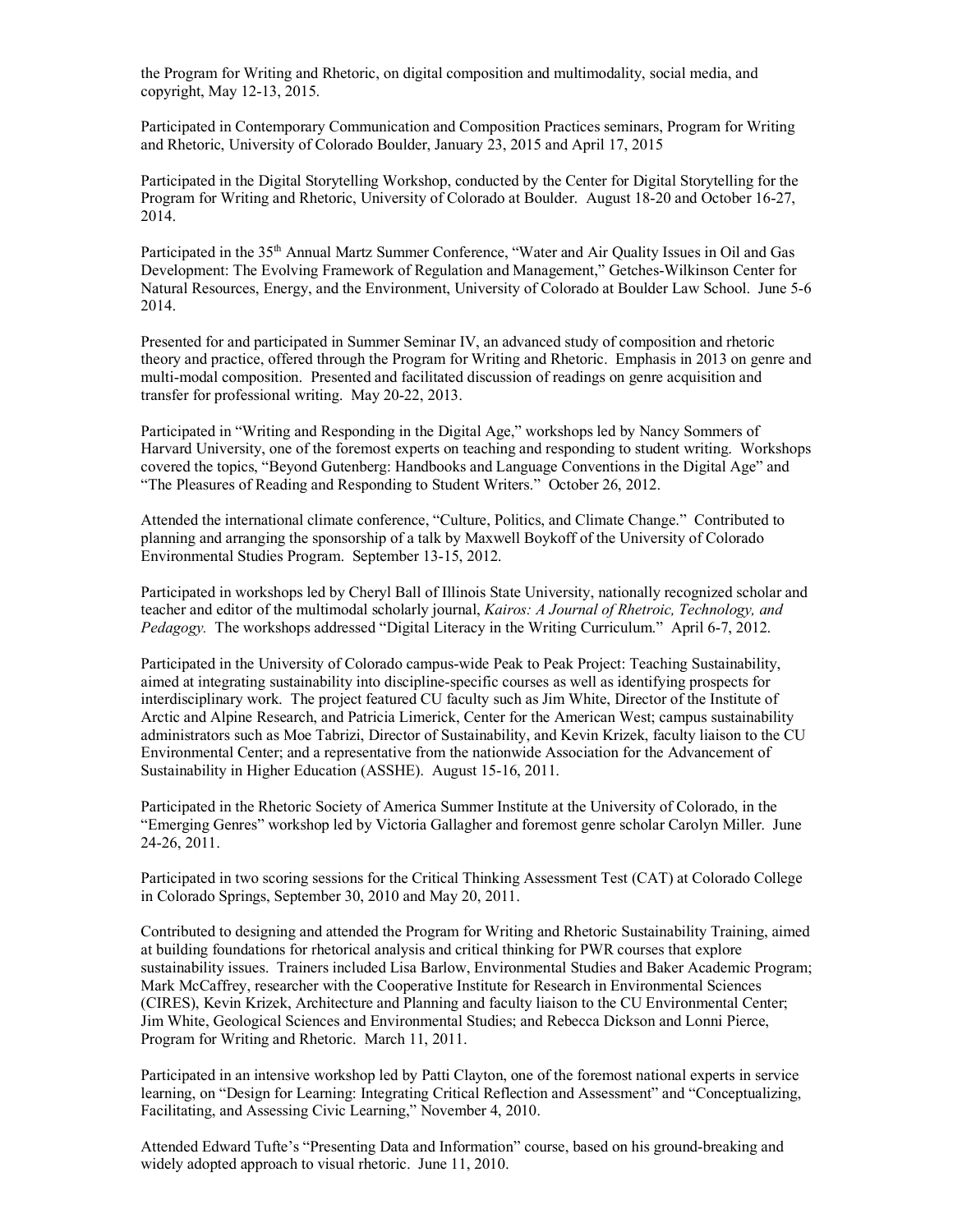the Program for Writing and Rhetoric, on digital composition and multimodality, social media, and copyright, May 12-13, 2015.

Participated in Contemporary Communication and Composition Practices seminars, Program for Writing and Rhetoric, University of Colorado Boulder, January 23, 2015 and April 17, 2015

Participated in the Digital Storytelling Workshop, conducted by the Center for Digital Storytelling for the Program for Writing and Rhetoric, University of Colorado at Boulder. August 18-20 and October 16-27, 2014.

Participated in the 35th Annual Martz Summer Conference, "Water and Air Quality Issues in Oil and Gas Development: The Evolving Framework of Regulation and Management," Getches-Wilkinson Center for Natural Resources, Energy, and the Environment, University of Colorado at Boulder Law School. June 5-6 2014.

Presented for and participated in Summer Seminar IV, an advanced study of composition and rhetoric theory and practice, offered through the Program for Writing and Rhetoric. Emphasis in 2013 on genre and multi-modal composition. Presented and facilitated discussion of readings on genre acquisition and transfer for professional writing. May 20-22, 2013.

Participated in "Writing and Responding in the Digital Age," workshops led by Nancy Sommers of Harvard University, one of the foremost experts on teaching and responding to student writing. Workshops covered the topics, "Beyond Gutenberg: Handbooks and Language Conventions in the Digital Age" and "The Pleasures of Reading and Responding to Student Writers." October 26, 2012.

Attended the international climate conference, "Culture, Politics, and Climate Change." Contributed to planning and arranging the sponsorship of a talk by Maxwell Boykoff of the University of Colorado Environmental Studies Program. September 13-15, 2012.

Participated in workshops led by Cheryl Ball of Illinois State University, nationally recognized scholar and teacher and editor of the multimodal scholarly journal, *Kairos: A Journal of Rhetroic, Technology, and Pedagogy.* The workshops addressed "Digital Literacy in the Writing Curriculum." April 6-7, 2012.

Participated in the University of Colorado campus-wide Peak to Peak Project: Teaching Sustainability, aimed at integrating sustainability into discipline-specific courses as well as identifying prospects for interdisciplinary work. The project featured CU faculty such as Jim White, Director of the Institute of Arctic and Alpine Research, and Patricia Limerick, Center for the American West; campus sustainability administrators such as Moe Tabrizi, Director of Sustainability, and Kevin Krizek, faculty liaison to the CU Environmental Center; and a representative from the nationwide Association for the Advancement of Sustainability in Higher Education (ASSHE). August 15-16, 2011.

Participated in the Rhetoric Society of America Summer Institute at the University of Colorado, in the "Emerging Genres" workshop led by Victoria Gallagher and foremost genre scholar Carolyn Miller. June 24-26, 2011.

Participated in two scoring sessions for the Critical Thinking Assessment Test (CAT) at Colorado College in Colorado Springs, September 30, 2010 and May 20, 2011.

Contributed to designing and attended the Program for Writing and Rhetoric Sustainability Training, aimed at building foundations for rhetorical analysis and critical thinking for PWR courses that explore sustainability issues. Trainers included Lisa Barlow, Environmental Studies and Baker Academic Program; Mark McCaffrey, researcher with the Cooperative Institute for Research in Environmental Sciences (CIRES), Kevin Krizek, Architecture and Planning and faculty liaison to the CU Environmental Center; Jim White, Geological Sciences and Environmental Studies; and Rebecca Dickson and Lonni Pierce, Program for Writing and Rhetoric. March 11, 2011.

Participated in an intensive workshop led by Patti Clayton, one of the foremost national experts in service learning, on "Design for Learning: Integrating Critical Reflection and Assessment" and "Conceptualizing, Facilitating, and Assessing Civic Learning," November 4, 2010.

Attended Edward Tufte's "Presenting Data and Information" course, based on his ground-breaking and widely adopted approach to visual rhetoric. June 11, 2010.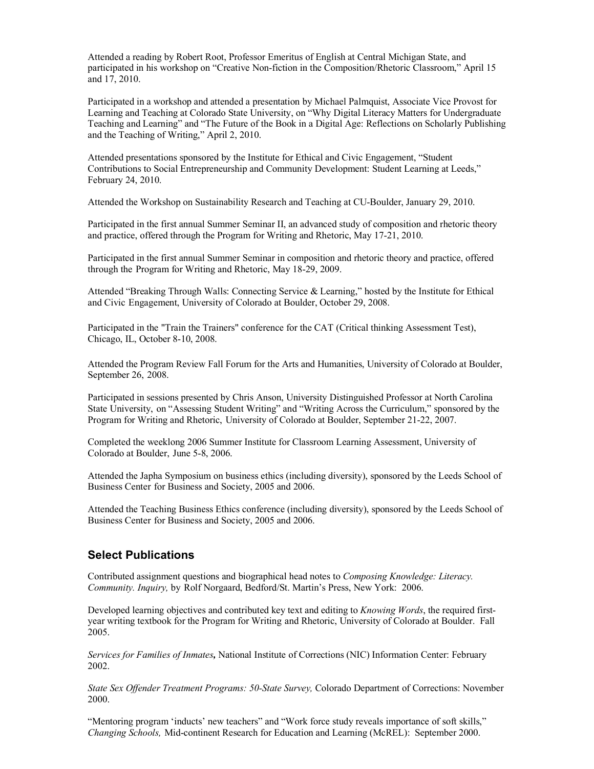Attended a reading by Robert Root, Professor Emeritus of English at Central Michigan State, and participated in his workshop on "Creative Non-fiction in the Composition/Rhetoric Classroom," April 15 and 17, 2010.

Participated in a workshop and attended a presentation by Michael Palmquist, Associate Vice Provost for Learning and Teaching at Colorado State University, on "Why Digital Literacy Matters for Undergraduate Teaching and Learning" and "The Future of the Book in a Digital Age: Reflections on Scholarly Publishing and the Teaching of Writing," April 2, 2010.

Attended presentations sponsored by the Institute for Ethical and Civic Engagement, "Student Contributions to Social Entrepreneurship and Community Development: Student Learning at Leeds," February 24, 2010.

Attended the Workshop on Sustainability Research and Teaching at CU-Boulder, January 29, 2010.

Participated in the first annual Summer Seminar II, an advanced study of composition and rhetoric theory and practice, offered through the Program for Writing and Rhetoric, May 17-21, 2010.

Participated in the first annual Summer Seminar in composition and rhetoric theory and practice, offered through the Program for Writing and Rhetoric, May 18-29, 2009.

Attended "Breaking Through Walls: Connecting Service & Learning," hosted by the Institute for Ethical and Civic Engagement, University of Colorado at Boulder, October 29, 2008.

Participated in the "Train the Trainers" conference for the CAT (Critical thinking Assessment Test), Chicago, IL, October 8-10, 2008.

Attended the Program Review Fall Forum for the Arts and Humanities, University of Colorado at Boulder, September 26, 2008.

Participated in sessions presented by Chris Anson, University Distinguished Professor at North Carolina State University, on "Assessing Student Writing" and "Writing Across the Curriculum," sponsored by the Program for Writing and Rhetoric, University of Colorado at Boulder, September 21-22, 2007.

Completed the weeklong 2006 Summer Institute for Classroom Learning Assessment, University of Colorado at Boulder, June 5-8, 2006.

Attended the Japha Symposium on business ethics (including diversity), sponsored by the Leeds School of Business Center for Business and Society, 2005 and 2006.

Attended the Teaching Business Ethics conference (including diversity), sponsored by the Leeds School of Business Center for Business and Society, 2005 and 2006.

## Select Publications

Contributed assignment questions and biographical head notes to *Composing Knowledge: Literacy. Community. Inquiry,* by Rolf Norgaard, Bedford/St. Martin's Press, New York: 2006.

Developed learning objectives and contributed key text and editing to *Knowing Words*, the required first-year writing textbook for the Program for Writing and Rhetoric, University of Colorado at Boulder. Fall 2005.

*Services for Families of Inmates***,** National Institute of Corrections (NIC) Information Center: February 2002.

*State Sex Offender Treatment Programs: 50-State Survey,* Colorado Department of Corrections: November 2000.

"Mentoring program 'inducts' new teachers" and "Work force study reveals importance of soft skills," *Changing Schools,* Mid-continent Research for Education and Learning (McREL): September 2000.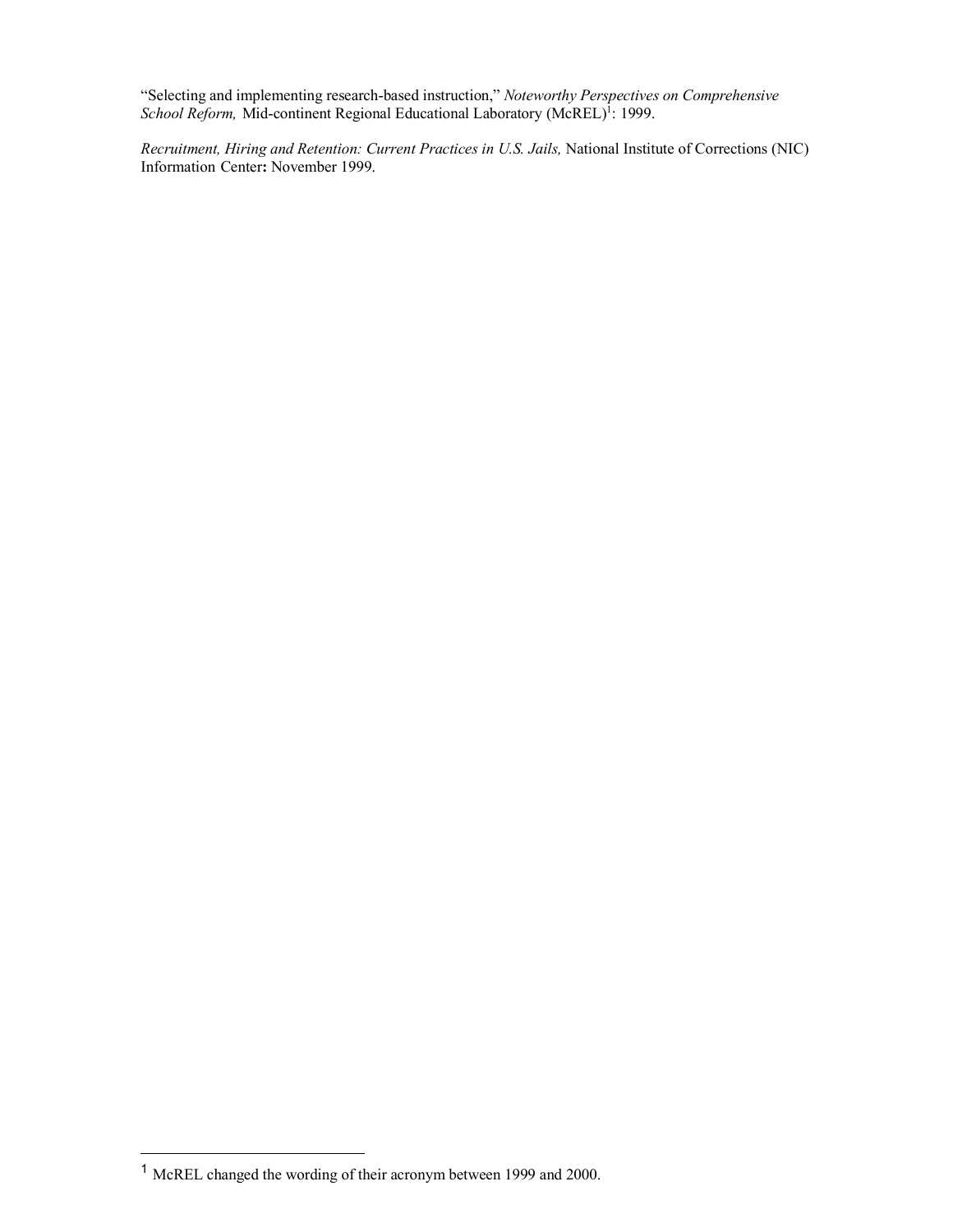"Selecting and implementing research-based instruction," *Noteworthy Perspectives on Comprehensive School Reform,* Mid-continent Regional Educational Laboratory (McREL)[1]: 1999.

*Recruitment, Hiring and Retention: Current Practices in U.S. Jails,* National Institute of Corrections (NIC) Information Center**:** November 1999.

---

[1] McREL changed the wording of their acronym between 1999 and 2000.